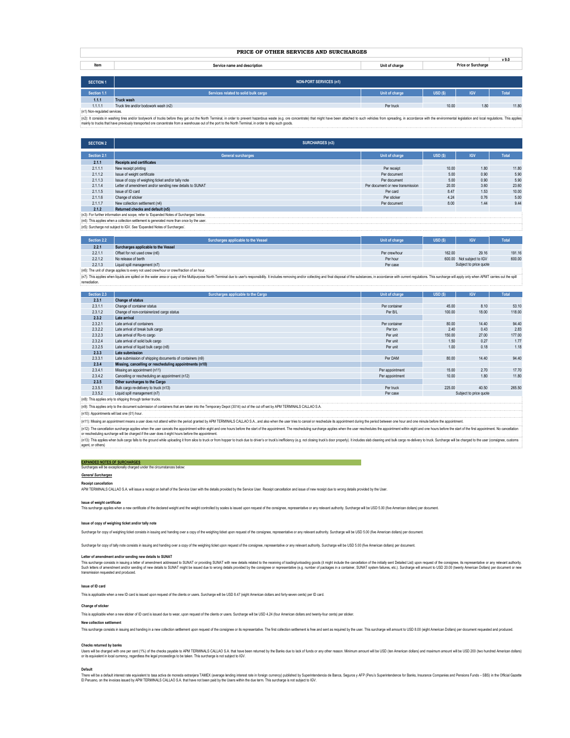# PRICE OF OTHER SERVICES AND SURCHARGES

v 9.0

| Item | Service name and description | Unit of charge | USD ($) | IGV | Total |
|---|---|---|---|---|---|
| **SECTION 1** | **NON-PORT SERVICES (n1)** | | | | |
| **Section 1.1** | **Services related to solid bulk cargo** | **Unit of charge** | **USD ($)** | **IGV** | **Total** |
| **1.1.1** | **Truck wash** | | | | |
| 1.1.1.1 | Truck tire and/or bodywork wash (n2) | Per truck | 10.00 | 1.80 | 11.80 |

(n1) Non-regulated services.

(n2): It consists in washing tires and/or bodywork of trucks before they get out the North Terminal, in order to prevent hazardous waste (e.g. ore concentrate) that might have been attached to such vehicles from spreading, in accordance with the environmental legislation and local regulations. This applies mainly to trucks that have previously transported ore concentrate from a warehouse out of the port to the North Terminal, in order to ship such goods.

## SECTION 2 — SURCHARGES (n3)

| Section 2.1 | General surcharges | Unit of charge | USD ($) | IGV | Total |
|---|---|---|---|---|---|
| **2.1.1** | **Receipts and certificates** | | | | |
| 2.1.1.1 | New receipt printing | Per receipt | 10.00 | 1.80 | 11.80 |
| 2.1.1.2 | Issue of weight certificate | Per document | 5.00 | 0.90 | 5.90 |
| 2.1.1.3 | Issue of copy of weighing ticket and/or tally note | Per document | 5.00 | 0.90 | 5.90 |
| 2.1.1.4 | Letter of amendment and/or sending new details to SUNAT | Per document or new transmission | 20.00 | 3.60 | 23.60 |
| 2.1.1.5 | Issue of ID card | Per card | 8.47 | 1.53 | 10.00 |
| 2.1.1.6 | Change of sticker | Per sticker | 4.24 | 0.76 | 5.00 |
| 2.1.1.7 | New collection settlement (n4) | Per document | 8.00 | 1.44 | 9.44 |
| **2.1.2** | **Returned checks and default (n5)** | | | | |

(n3): For further information and scope, refer to 'Expanded Notes of Surcharges' below.

(n4): This applies when a collection settlement is generated more than once by the user.

(n5): Surcharge not subject to IGV. See 'Expanded Notes of Surcharges'.

| Section 2.2 | Surcharges applicable to the Vessel | Unit of charge | USD ($) | IGV | Total |
|---|---|---|---|---|---|
| **2.2.1** | **Surcharges applicable to the Vessel** | | | | |
| 2.2.1.1 | Offset for not used crew (n6) | Per crew/hour | 162.00 | 29.16 | 191.16 |
| 2.2.1.2 | No release of berth | Per hour | 600.00 | Not subject to IGV | 600.00 |
| 2.2.1.3 | Liquid spill management (n7) | Per case | | Subject to price quote | |

(n6): The unit of charge applies to every not used crew/hour or crew/fraction of an hour.

(n7): This applies when liquids are spilled on the water area or quay of the Multipurpose North Terminal due to user's responsibility. It includes removing and/or collecting and final disposal of the substances, in accordance with current regulations. This surcharge will apply only when APMT carries out the spill remediation.

| Section 2.3 | Surcharges applicable to the Cargo | Unit of charge | USD ($) | IGV | Total |
|---|---|---|---|---|---|
| **2.3.1** | **Change of status** | | | | |
| 2.3.1.1 | Change of container status | Per container | 45.00 | 8.10 | 53.10 |
| 2.3.1.2 | Change of non-containerized cargo status | Per B/L | 100.00 | 18.00 | 118.00 |
| **2.3.2** | **Late arrival** | | | | |
| 2.3.2.1 | Late arrival of containers | Per container | 80.00 | 14.40 | 94.40 |
| 2.3.2.2 | Late arrival of break bulk cargo | Per ton | 2.40 | 0.43 | 2.83 |
| 2.3.2.3 | Late arrival of Ro-ro cargo | Per unit | 150.00 | 27.00 | 177.00 |
| 2.3.2.4 | Late arrival of solid bulk cargo | Per unit | 1.50 | 0.27 | 1.77 |
| 2.3.2.5 | Late arrival of liquid bulk cargo (n8) | Per unit | 1.00 | 0.18 | 1.18 |
| **2.3.3** | **Late submission** | | | | |
| 2.3.3.1 | Late submission of shipping documents of containers (n9) | Per DAM | 80.00 | 14.40 | 94.40 |
| **2.3.4** | **Missing, cancelling or rescheduling appointments (n10)** | | | | |
| 2.3.4.1 | Missing an appointment (n11) | Per appointment | 15.00 | 2.70 | 17.70 |
| 2.3.4.2 | Cancelling or rescheduling an appointment (n12) | Per appointment | 10.00 | 1.80 | 11.80 |
| **2.3.5** | **Other surcharges to the Cargo** | | | | |
| 2.3.5.1 | Bulk cargo re-delivery to truck (n13) | Per truck | 225.00 | 40.50 | 265.50 |
| 2.3.5.2 | Liquid spill management (n7) | Per case | | Subject to price quote | |

(n8): This applies only to shipping through tanker trucks.

(n9): This applies only to the document submission of containers that are taken into the Temporary Depot (3014) out of the cut off set by APM TERMINALS CALLAO S.A.

(n10): Appointments will last one (01) hour.

(n11): Missing an appointment means a user does not attend within the period granted by APM TERMINALS CALLAO S.A., and also when the user tries to cancel or reschedule its appointment during the period between one hour and one minute before the appointment.

(n12): The cancellation surcharge applies when the user cancels the appointment within eight and one hours before the start of the appointment. The rescheduling surcharge applies when the user reschedules the appointment within eight and one hours before the start of the first appointment. No cancellation or rescheduling surcharge will be charged if the user does it eight hours before the appointment.

(n13): This applies when bulk cargo falls to the ground while uploading it from silos to truck or from hopper to truck due to driver's or truck's inefficiency (e.g. not closing truck's door properly). It includes slab cleaning and bulk cargo re-delivery to truck. Surcharge will be charged to the user (consignee, customs agent, or others)

## EXPANDED NOTES OF SURCHARGES

Surcharges will be exceptionally charged under the circumstances below:

***General Surcharges***

**Receipt cancellation**

APM TERMINALS CALLAO S.A. will issue a receipt on behalf of the Service User with the details provided by the Service User. Receipt cancellation and issue of new receipt due to wrong details provided by the User.

**Issue of weight certificate**

This surcharge applies when a new certificate of the declared weight and the weight controlled by scales is issued upon request of the consignee, representative or any relevant authority. Surcharge will be USD 5.00 (five American dollars) per document.

**Issue of copy of weighing ticket and/or tally note**

Surcharge for copy of weighing ticket consists in issuing and handing over a copy of the weighing ticket upon request of the consignee, representative or any relevant authority. Surcharge will be USD 5.00 (five American dollars) per document.

Surcharge for copy of tally note consists in issuing and handing over a copy of the weighing ticket upon request of the consignee, representative or any relevant authority. Surcharge will be USD 5.00 (five American dollars) per document.

**Letter of amendment and/or sending new details to SUNAT**

This surcharge consists in issuing a letter of amendment addressed to SUNAT or providing SUNAT with new details related to the receiving of loading/unloading goods (it might include the cancellation of the initially sent Detailed List) upon request of the consignee, its representative or any relevant authority. Such letters of amendment and/or sending of new details to SUNAT might be issued due to wrong details provided by the consignee or representative (e.g. number of packages in a container, SUNAT system failures, etc.). Surcharge will amount to USD 20.00 (twenty American Dollars) per document or new transmission requested and produced.

**Issue of ID card**

This is applicable when a new ID card is issued upon request of the clients or users. Surcharge will be USD 8.47 (eight American dollars and forty-seven cents) per ID card.

**Change of sticker**

This is applicable when a new sticker of ID card is issued due to wear, upon request of the clients or users. Surcharge will be USD 4.24 (four American dollars and twenty-four cents) per sticker.

**New collection settlement**

This surcharge consists in issuing and handing in a new collection settlement upon request of the consignee or its representative. The first collection settlement is free and sent as required by the user. This surcharge will amount to USD 8.00 (eight American Dollars) per document requested and produced.

**Checks returned by banks**

Users will be charged with one per cent (1%) of the checks payable to APM TERMINALS CALLAO S.A. that have been returned by the Banks due to lack of funds or any other reason. Minimum amount will be USD (ten American dollars) and maximum amount will be USD 200 (two hundred American dollars) or its equivalent in local currency, regardless the legal proceedings to be taken. This surcharge is not subject to IGV.

**Default**

There will be a default interest rate equivalent to tasa activa de moneda extranjera TAMEX (average lending interest rate in foreign currency) published by Superintendencia de Banca, Seguros y AFP (Peru's Superintendence for Banks, Insurance Companies and Pensions Funds – SBS) in the Official Gazette El Peruano, on the invoices issued by APM TERMINALS CALLAO S.A. that have not been paid by the Users within the due term. This surcharge is not subject to IGV.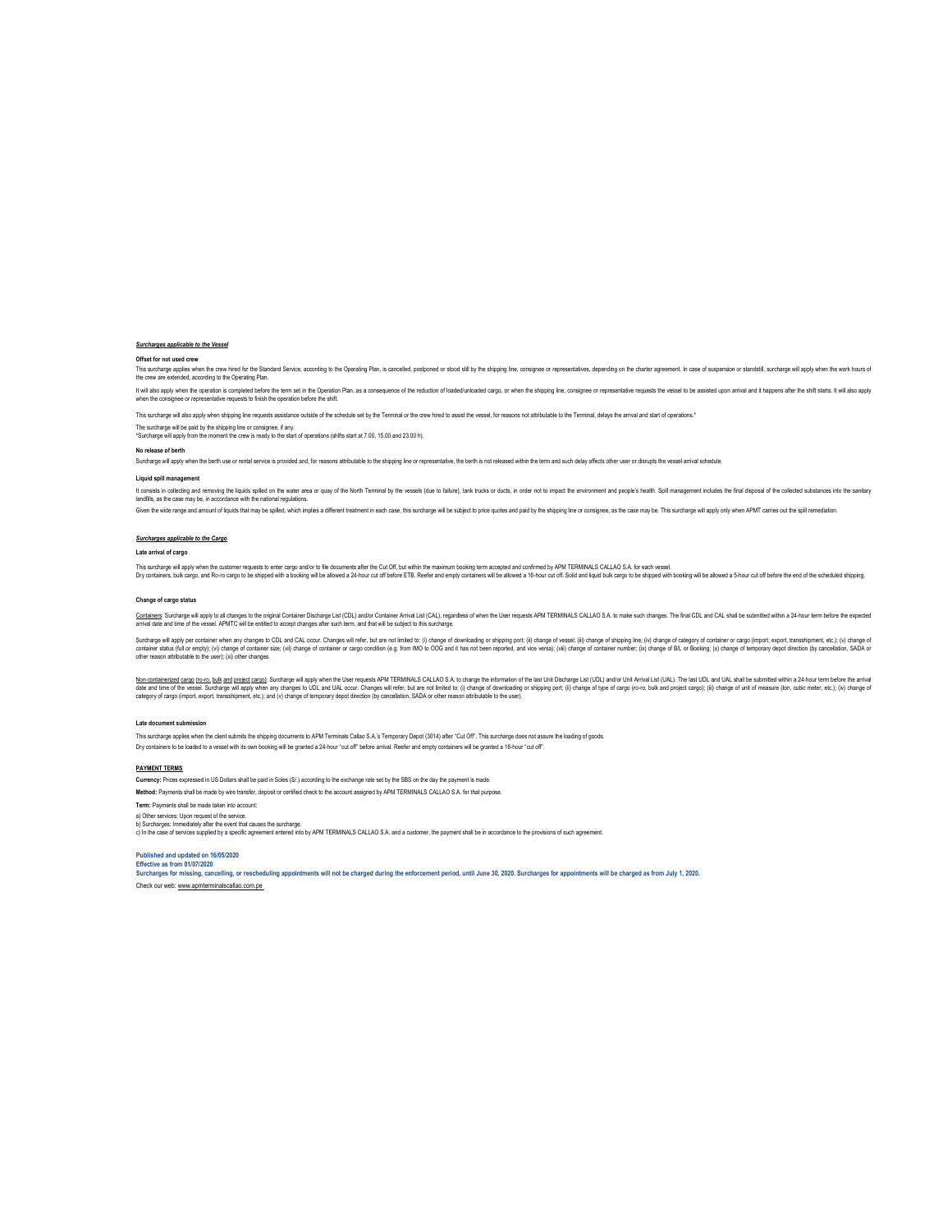***Surcharges applicable to the Vessel***

**Offset for not used crew**

This surcharge applies when the crew hired for the Standard Service, according to the Operating Plan, is cancelled, postponed or stood still by the shipping line, consignee or representatives, depending on the charter agreement. In case of suspension or standstill, surcharge will apply when the work hours of the crew are extended, according to the Operating Plan.

It will also apply when the operation is completed before the term set in the Operation Plan, as a consequence of the reduction of loaded/unloaded cargo, or when the shipping line, consignee or representative requests the vessel to be assisted upon arrival and it happens after the shift starts. It will also apply when the consignee or representative requests to finish the operation before the shift.

This surcharge will also apply when shipping line requests assistance outside of the schedule set by the Terminal or the crew hired to assist the vessel, for reasons not attributable to the Terminal, delays the arrival and start of operations.*

The surcharge will be paid by the shipping line or consignee, if any.
*Surcharge will apply from the moment the crew is ready to the start of operations (shifts start at 7.00, 15.00 and 23.00 h).

**No release of berth**

Surcharge will apply when the berth use or rental service is provided and, for reasons attributable to the shipping line or representative, the berth is not released within the term and such delay affects other user or disrupts the vessel arrival schedule.

**Liquid spill management**

It consists in collecting and removing the liquids spilled on the water area or quay of the North Terminal by the vessels (due to failure), tank trucks or ducts, in order not to impact the environment and people's health. Spill management includes the final disposal of the collected substances into the sanitary landfills, as the case may be, in accordance with the national regulations.

Given the wide range and amount of liquids that may be spilled, which implies a different treatment in each case, this surcharge will be subject to price quotes and paid by the shipping line or consignee, as the case may be. This surcharge will apply only when APMT carries out the spill remediation.

***Surcharges applicable to the Cargo***

**Late arrival of cargo**

This surcharge will apply when the customer requests to enter cargo and/or to file documents after the Cut Off, but within the maximum booking term accepted and confirmed by APM TERMINALS CALLAO S.A. for each vessel.
Dry containers, bulk cargo, and Ro-ro cargo to be shipped with a booking will be allowed a 24-hour cut off before ETB. Reefer and empty containers will be allowed a 16-hour cut off. Solid and liquid bulk cargo to be shipped with booking will be allowed a 5-hour cut off before the end of the scheduled shipping.

**Change of cargo status**

Containers: Surcharge will apply to all changes to the original Container Discharge List (CDL) and/or Container Arrival List (CAL), regardless of when the User requests APM TERMINALS CALLAO S.A. to make such changes. The final CDL and CAL shall be submitted within a 24-hour term before the expected arrival date and time of the vessel. APMTC will be entitled to accept changes after such term, and that will be subject to this surcharge.

Surcharge will apply per container when any changes to CDL and CAL occur. Changes will refer, but are not limited to: (i) change of downloading or shipping port; (ii) change of vessel; (iii) change of shipping line; (iv) change of category of container or cargo (import, export, transshipment, etc.); (v) change of container status (full or empty); (vi) change of container size; (vii) change of container or cargo condition (e.g. from IMO to OOG and it has not been reported, and vice versa); (viii) change of container number; (ix) change of B/L or Booking; (x) change of temporary depot direction (by cancellation, SADA or other reason attributable to the user); (xi) other changes.

Non-containerized cargo (ro-ro, bulk and project cargo): Surcharge will apply when the User requests APM TERMINALS CALLAO S.A. to change the information of the last Unit Discharge List (UDL) and/or Unit Arrival List (UAL). The last UDL and UAL shall be submitted within a 24-hour term before the arrival date and time of the vessel. Surcharge will apply when any changes to UDL and UAL occur. Changes will refer, but are not limited to: (i) change of downloading or shipping port; (ii) change of type of cargo (ro-ro, bulk and project cargo); (iii) change of unit of measure (ton, cubic meter, etc.); (iv) change of category of cargo (import, export, transshipment, etc.); and (v) change of temporary depot direction (by cancellation, SADA or other reason attributable to the user).

**Late document submission**

This surcharge applies when the client submits the shipping documents to APM Terminals Callao S.A.'s Temporary Depot (3014) after "Cut Off". This surcharge does not assure the loading of goods.
Dry containers to be loaded to a vessel with its own booking will be granted a 24-hour "cut off" before arrival. Reefer and empty containers will be granted a 16-hour "cut off".

**PAYMENT TERMS**

**Currency:** Prices expressed in US Dollars shall be paid in Soles (S/.) according to the exchange rate set by the SBS on the day the payment is made.

**Method:** Payments shall be made by wire transfer, deposit or certified check to the account assigned by APM TERMINALS CALLAO S.A. for that purpose.

**Term:** Payments shall be made taken into account:

a) Other services: Upon request of the service.
b) Surcharges: Immediately after the event that causes the surcharge.
c) In the case of services supplied by a specific agreement entered into by APM TERMINALS CALLAO S.A. and a customer, the payment shall be in accordance to the provisions of such agreement.

**Published and updated on 16/05/2020**
**Effective as from 01/07/2020**
**Surcharges for missing, cancelling, or rescheduling appointments will not be charged during the enforcement period, until June 30, 2020. Surcharges for appointments will be charged as from July 1, 2020.**

Check our web: www.apmterminalscallao.com.pe